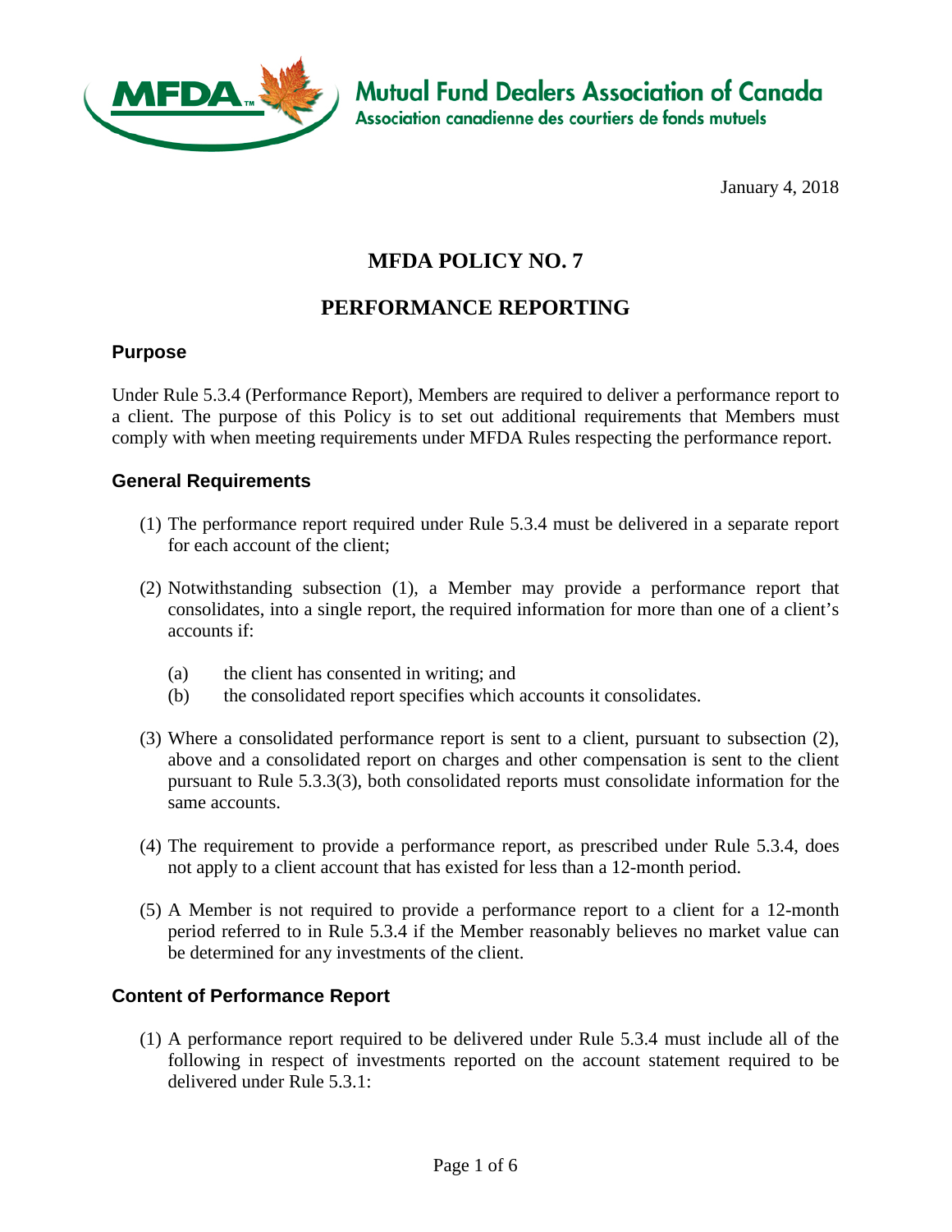Mutual Fund Dealers Association of Canada
Association canadienne des courtiers de fonds mutuels

January 4, 2018

# MFDA POLICY NO. 7

# PERFORMANCE REPORTING

## Purpose

Under Rule 5.3.4 (Performance Report), Members are required to deliver a performance report to a client. The purpose of this Policy is to set out additional requirements that Members must comply with when meeting requirements under MFDA Rules respecting the performance report.

## General Requirements

(1) The performance report required under Rule 5.3.4 must be delivered in a separate report for each account of the client;

(2) Notwithstanding subsection (1), a Member may provide a performance report that consolidates, into a single report, the required information for more than one of a client's accounts if:

   (a) the client has consented in writing; and
   (b) the consolidated report specifies which accounts it consolidates.

(3) Where a consolidated performance report is sent to a client, pursuant to subsection (2), above and a consolidated report on charges and other compensation is sent to the client pursuant to Rule 5.3.3(3), both consolidated reports must consolidate information for the same accounts.

(4) The requirement to provide a performance report, as prescribed under Rule 5.3.4, does not apply to a client account that has existed for less than a 12-month period.

(5) A Member is not required to provide a performance report to a client for a 12-month period referred to in Rule 5.3.4 if the Member reasonably believes no market value can be determined for any investments of the client.

## Content of Performance Report

(1) A performance report required to be delivered under Rule 5.3.4 must include all of the following in respect of investments reported on the account statement required to be delivered under Rule 5.3.1: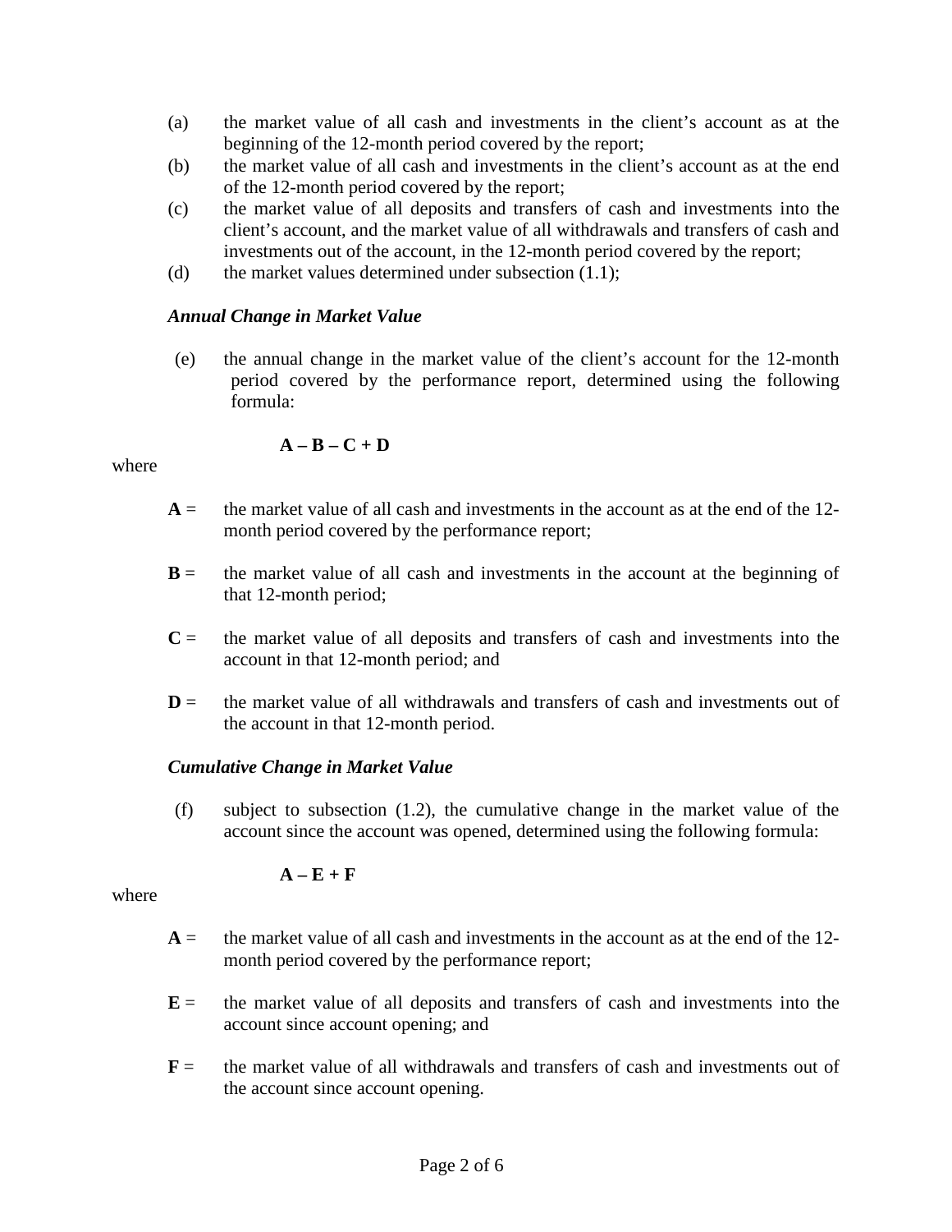(a) the market value of all cash and investments in the client's account as at the beginning of the 12-month period covered by the report;

(b) the market value of all cash and investments in the client's account as at the end of the 12-month period covered by the report;

(c) the market value of all deposits and transfers of cash and investments into the client's account, and the market value of all withdrawals and transfers of cash and investments out of the account, in the 12-month period covered by the report;

(d) the market values determined under subsection (1.1);

***Annual Change in Market Value***

(e) the annual change in the market value of the client's account for the 12-month period covered by the performance report, determined using the following formula:

$$\mathbf{A - B - C + D}$$

where

**A** = the market value of all cash and investments in the account as at the end of the 12-month period covered by the performance report;

**B** = the market value of all cash and investments in the account at the beginning of that 12-month period;

**C** = the market value of all deposits and transfers of cash and investments into the account in that 12-month period; and

**D** = the market value of all withdrawals and transfers of cash and investments out of the account in that 12-month period.

***Cumulative Change in Market Value***

(f) subject to subsection (1.2), the cumulative change in the market value of the account since the account was opened, determined using the following formula:

$$\mathbf{A - E + F}$$

where

**A** = the market value of all cash and investments in the account as at the end of the 12-month period covered by the performance report;

**E** = the market value of all deposits and transfers of cash and investments into the account since account opening; and

**F** = the market value of all withdrawals and transfers of cash and investments out of the account since account opening.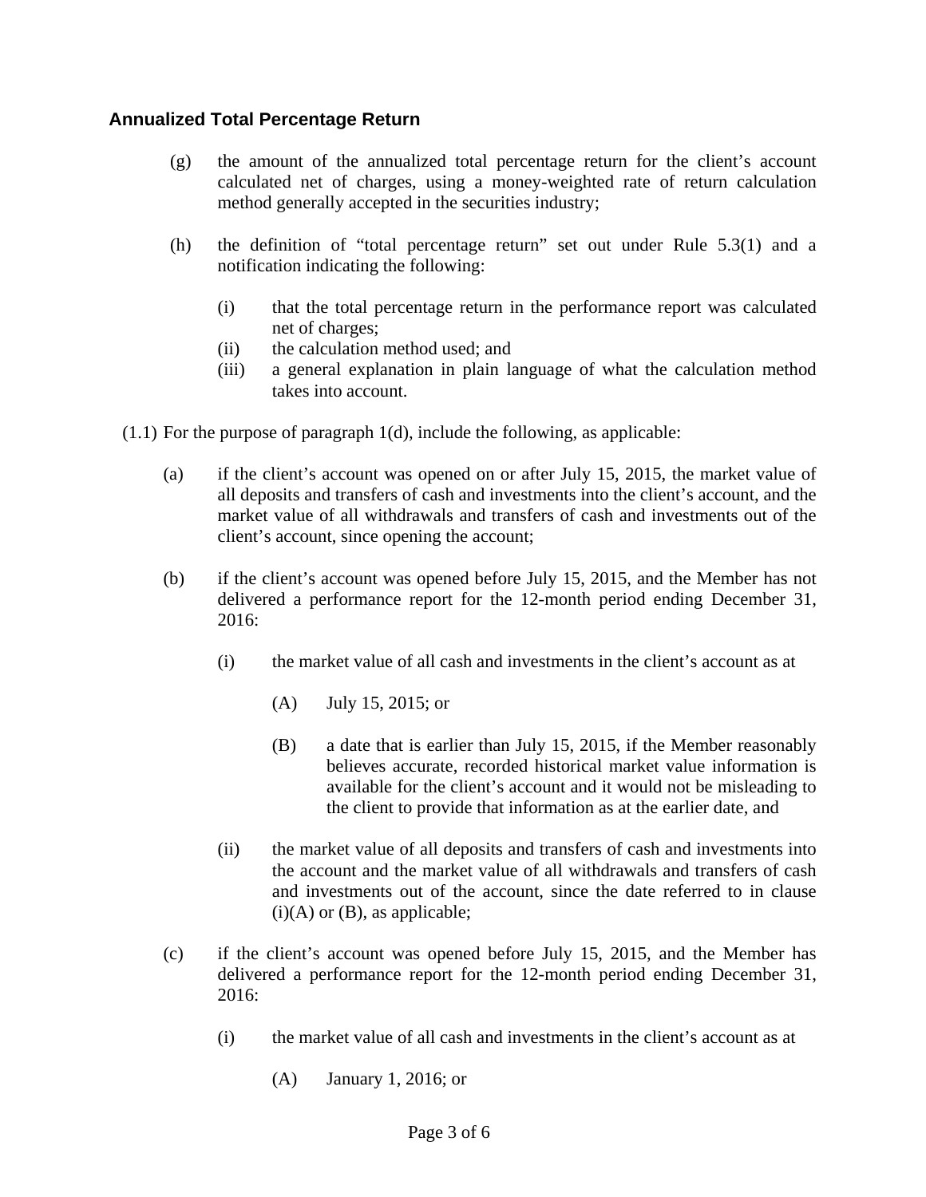### Annualized Total Percentage Return

(g) the amount of the annualized total percentage return for the client's account calculated net of charges, using a money-weighted rate of return calculation method generally accepted in the securities industry;

(h) the definition of "total percentage return" set out under Rule 5.3(1) and a notification indicating the following:

 (i) that the total percentage return in the performance report was calculated net of charges;

 (ii) the calculation method used; and

 (iii) a general explanation in plain language of what the calculation method takes into account.

(1.1) For the purpose of paragraph 1(d), include the following, as applicable:

(a) if the client's account was opened on or after July 15, 2015, the market value of all deposits and transfers of cash and investments into the client's account, and the market value of all withdrawals and transfers of cash and investments out of the client's account, since opening the account;

(b) if the client's account was opened before July 15, 2015, and the Member has not delivered a performance report for the 12-month period ending December 31, 2016:

 (i) the market value of all cash and investments in the client's account as at

  (A) July 15, 2015; or

  (B) a date that is earlier than July 15, 2015, if the Member reasonably believes accurate, recorded historical market value information is available for the client's account and it would not be misleading to the client to provide that information as at the earlier date, and

 (ii) the market value of all deposits and transfers of cash and investments into the account and the market value of all withdrawals and transfers of cash and investments out of the account, since the date referred to in clause (i)(A) or (B), as applicable;

(c) if the client's account was opened before July 15, 2015, and the Member has delivered a performance report for the 12-month period ending December 31, 2016:

 (i) the market value of all cash and investments in the client's account as at

  (A) January 1, 2016; or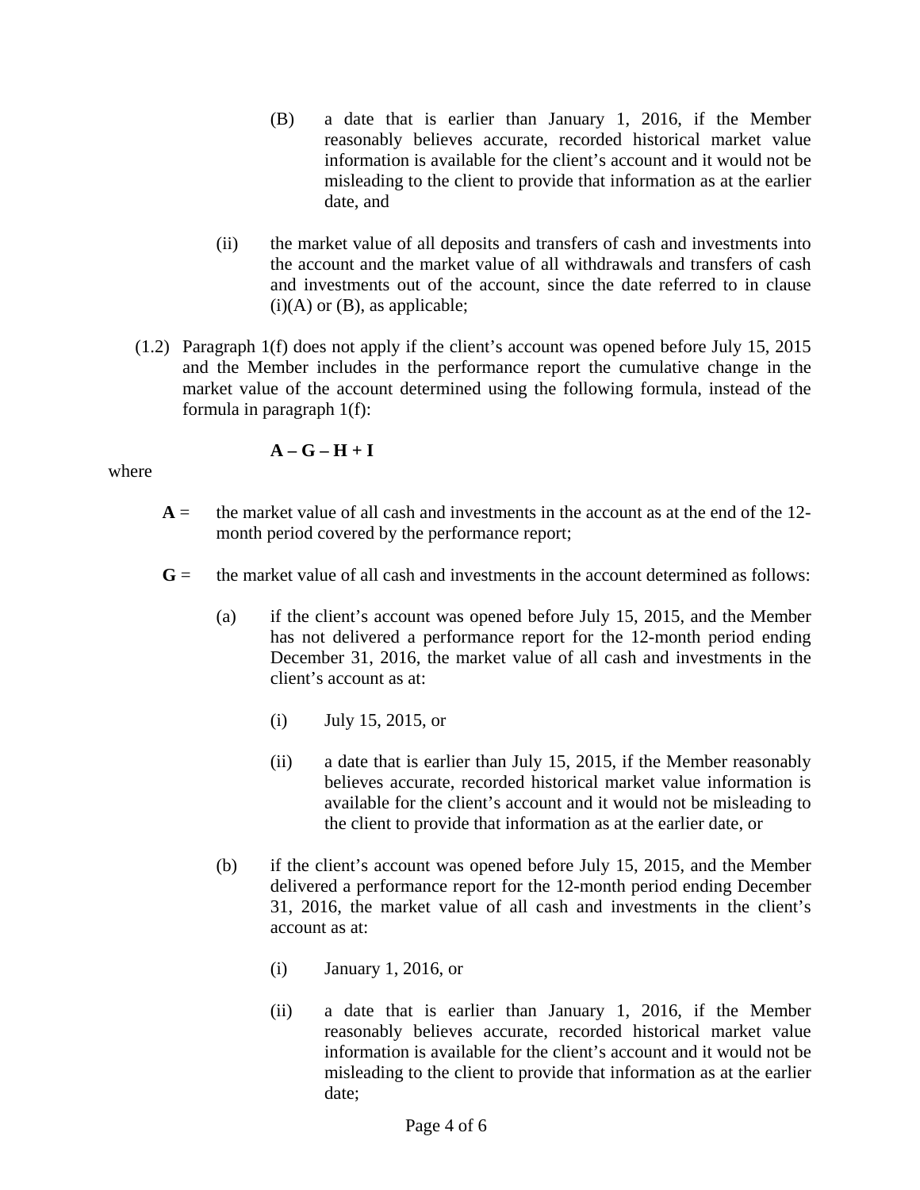(B) a date that is earlier than January 1, 2016, if the Member reasonably believes accurate, recorded historical market value information is available for the client's account and it would not be misleading to the client to provide that information as at the earlier date, and

(ii) the market value of all deposits and transfers of cash and investments into the account and the market value of all withdrawals and transfers of cash and investments out of the account, since the date referred to in clause (i)(A) or (B), as applicable;

(1.2) Paragraph 1(f) does not apply if the client's account was opened before July 15, 2015 and the Member includes in the performance report the cumulative change in the market value of the account determined using the following formula, instead of the formula in paragraph 1(f):

$$A - G - H + I$$

where

**A** = the market value of all cash and investments in the account as at the end of the 12-month period covered by the performance report;

**G** = the market value of all cash and investments in the account determined as follows:

(a) if the client's account was opened before July 15, 2015, and the Member has not delivered a performance report for the 12-month period ending December 31, 2016, the market value of all cash and investments in the client's account as at:

(i) July 15, 2015, or

(ii) a date that is earlier than July 15, 2015, if the Member reasonably believes accurate, recorded historical market value information is available for the client's account and it would not be misleading to the client to provide that information as at the earlier date, or

(b) if the client's account was opened before July 15, 2015, and the Member delivered a performance report for the 12-month period ending December 31, 2016, the market value of all cash and investments in the client's account as at:

(i) January 1, 2016, or

(ii) a date that is earlier than January 1, 2016, if the Member reasonably believes accurate, recorded historical market value information is available for the client's account and it would not be misleading to the client to provide that information as at the earlier date;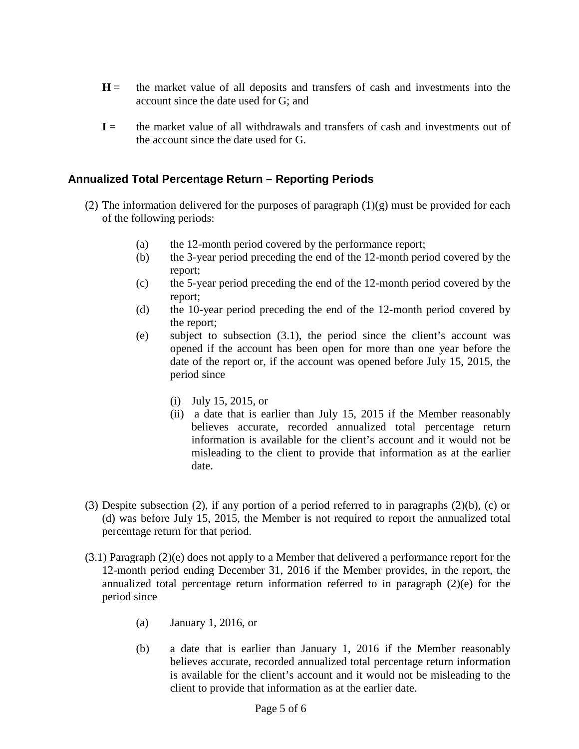**H** = the market value of all deposits and transfers of cash and investments into the account since the date used for G; and

**I** = the market value of all withdrawals and transfers of cash and investments out of the account since the date used for G.

### Annualized Total Percentage Return – Reporting Periods

(2) The information delivered for the purposes of paragraph (1)(g) must be provided for each of the following periods:

- (a) the 12-month period covered by the performance report;
- (b) the 3-year period preceding the end of the 12-month period covered by the report;
- (c) the 5-year period preceding the end of the 12-month period covered by the report;
- (d) the 10-year period preceding the end of the 12-month period covered by the report;
- (e) subject to subsection (3.1), the period since the client's account was opened if the account has been open for more than one year before the date of the report or, if the account was opened before July 15, 2015, the period since
  - (i) July 15, 2015, or
  - (ii) a date that is earlier than July 15, 2015 if the Member reasonably believes accurate, recorded annualized total percentage return information is available for the client's account and it would not be misleading to the client to provide that information as at the earlier date.

(3) Despite subsection (2), if any portion of a period referred to in paragraphs (2)(b), (c) or (d) was before July 15, 2015, the Member is not required to report the annualized total percentage return for that period.

(3.1) Paragraph (2)(e) does not apply to a Member that delivered a performance report for the 12-month period ending December 31, 2016 if the Member provides, in the report, the annualized total percentage return information referred to in paragraph (2)(e) for the period since

- (a) January 1, 2016, or
- (b) a date that is earlier than January 1, 2016 if the Member reasonably believes accurate, recorded annualized total percentage return information is available for the client's account and it would not be misleading to the client to provide that information as at the earlier date.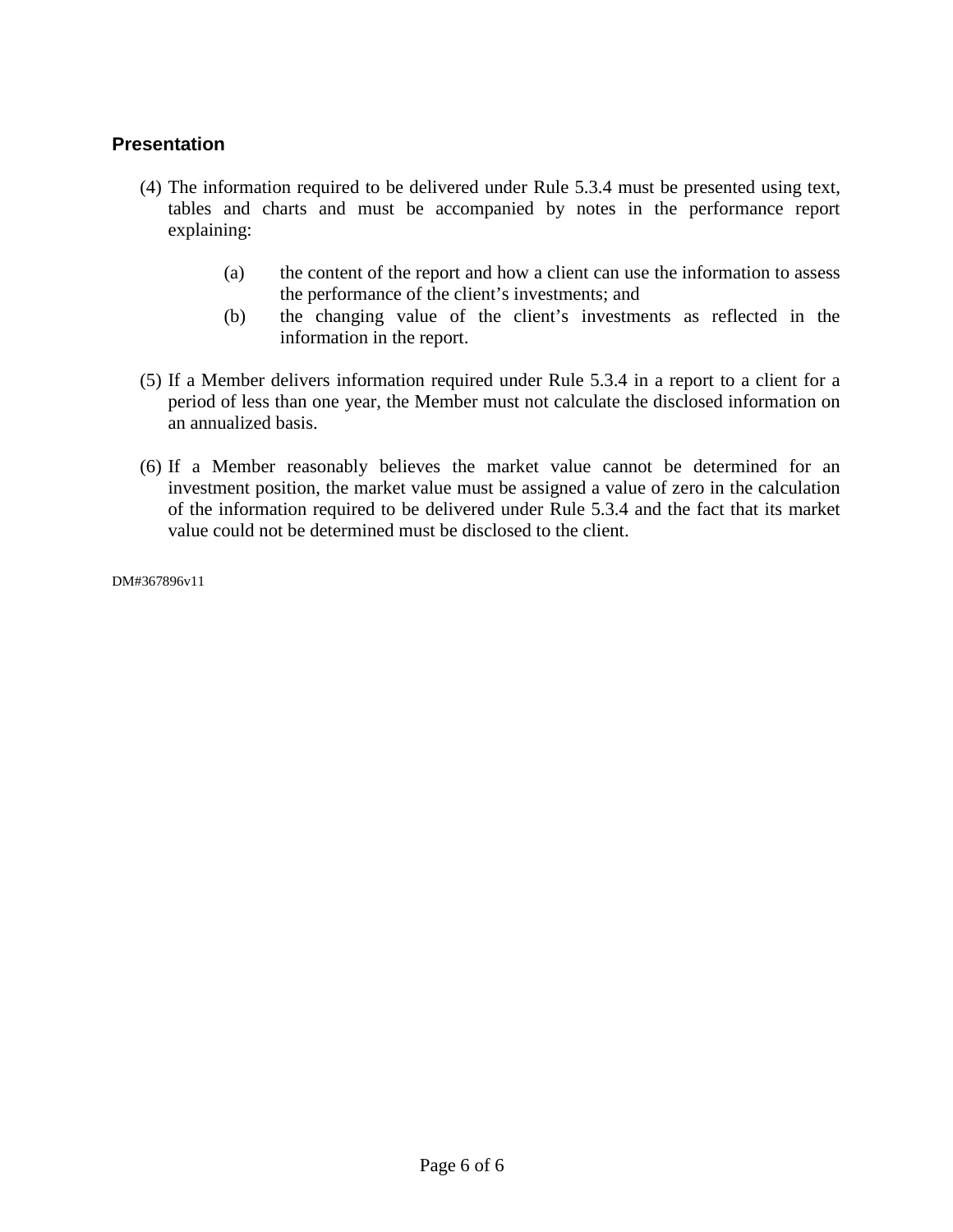## Presentation

(4) The information required to be delivered under Rule 5.3.4 must be presented using text, tables and charts and must be accompanied by notes in the performance report explaining:

   (a) the content of the report and how a client can use the information to assess the performance of the client's investments; and
   (b) the changing value of the client's investments as reflected in the information in the report.

(5) If a Member delivers information required under Rule 5.3.4 in a report to a client for a period of less than one year, the Member must not calculate the disclosed information on an annualized basis.

(6) If a Member reasonably believes the market value cannot be determined for an investment position, the market value must be assigned a value of zero in the calculation of the information required to be delivered under Rule 5.3.4 and the fact that its market value could not be determined must be disclosed to the client.

DM#367896v11